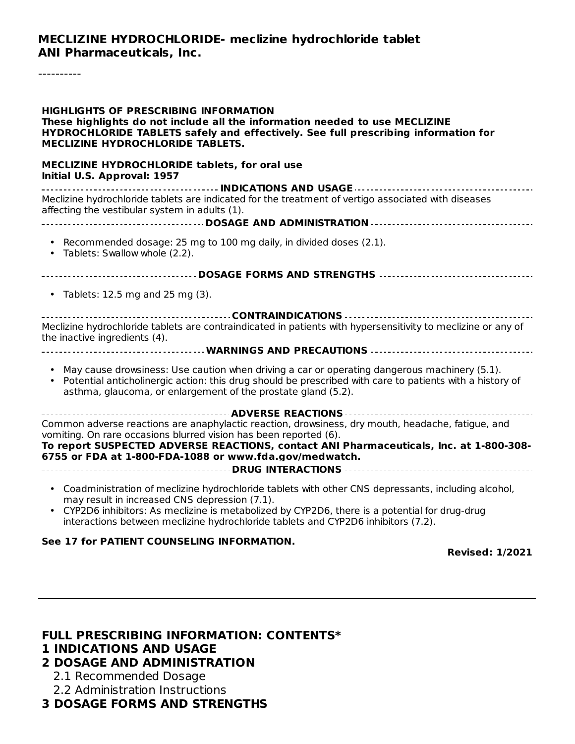**MECLIZINE HYDROCHLORIDE- meclizine hydrochloride tablet**
**ANI Pharmaceuticals, Inc.**

----------

**HIGHLIGHTS OF PRESCRIBING INFORMATION**
**These highlights do not include all the information needed to use MECLIZINE HYDROCHLORIDE TABLETS safely and effectively. See full prescribing information for MECLIZINE HYDROCHLORIDE TABLETS.**

**MECLIZINE HYDROCHLORIDE tablets, for oral use**
**Initial U.S. Approval: 1957**

**INDICATIONS AND USAGE**

Meclizine hydrochloride tablets are indicated for the treatment of vertigo associated with diseases affecting the vestibular system in adults (1).

**DOSAGE AND ADMINISTRATION**

- Recommended dosage: 25 mg to 100 mg daily, in divided doses (2.1).
- Tablets: Swallow whole (2.2).

**DOSAGE FORMS AND STRENGTHS**

- Tablets: 12.5 mg and 25 mg (3).

**CONTRAINDICATIONS**

Meclizine hydrochloride tablets are contraindicated in patients with hypersensitivity to meclizine or any of the inactive ingredients (4).

**WARNINGS AND PRECAUTIONS**

- May cause drowsiness: Use caution when driving a car or operating dangerous machinery (5.1).
- Potential anticholinergic action: this drug should be prescribed with care to patients with a history of asthma, glaucoma, or enlargement of the prostate gland (5.2).

**ADVERSE REACTIONS**

Common adverse reactions are anaphylactic reaction, drowsiness, dry mouth, headache, fatigue, and vomiting. On rare occasions blurred vision has been reported (6).
**To report SUSPECTED ADVERSE REACTIONS, contact ANI Pharmaceuticals, Inc. at 1-800-308-6755 or FDA at 1-800-FDA-1088 or www.fda.gov/medwatch.**

**DRUG INTERACTIONS**

- Coadministration of meclizine hydrochloride tablets with other CNS depressants, including alcohol, may result in increased CNS depression (7.1).
- CYP2D6 inhibitors: As meclizine is metabolized by CYP2D6, there is a potential for drug-drug interactions between meclizine hydrochloride tablets and CYP2D6 inhibitors (7.2).

**See 17 for PATIENT COUNSELING INFORMATION.**

**Revised: 1/2021**

---

## FULL PRESCRIBING INFORMATION: CONTENTS*

**1 INDICATIONS AND USAGE**

**2 DOSAGE AND ADMINISTRATION**

2.1 Recommended Dosage

2.2 Administration Instructions

**3 DOSAGE FORMS AND STRENGTHS**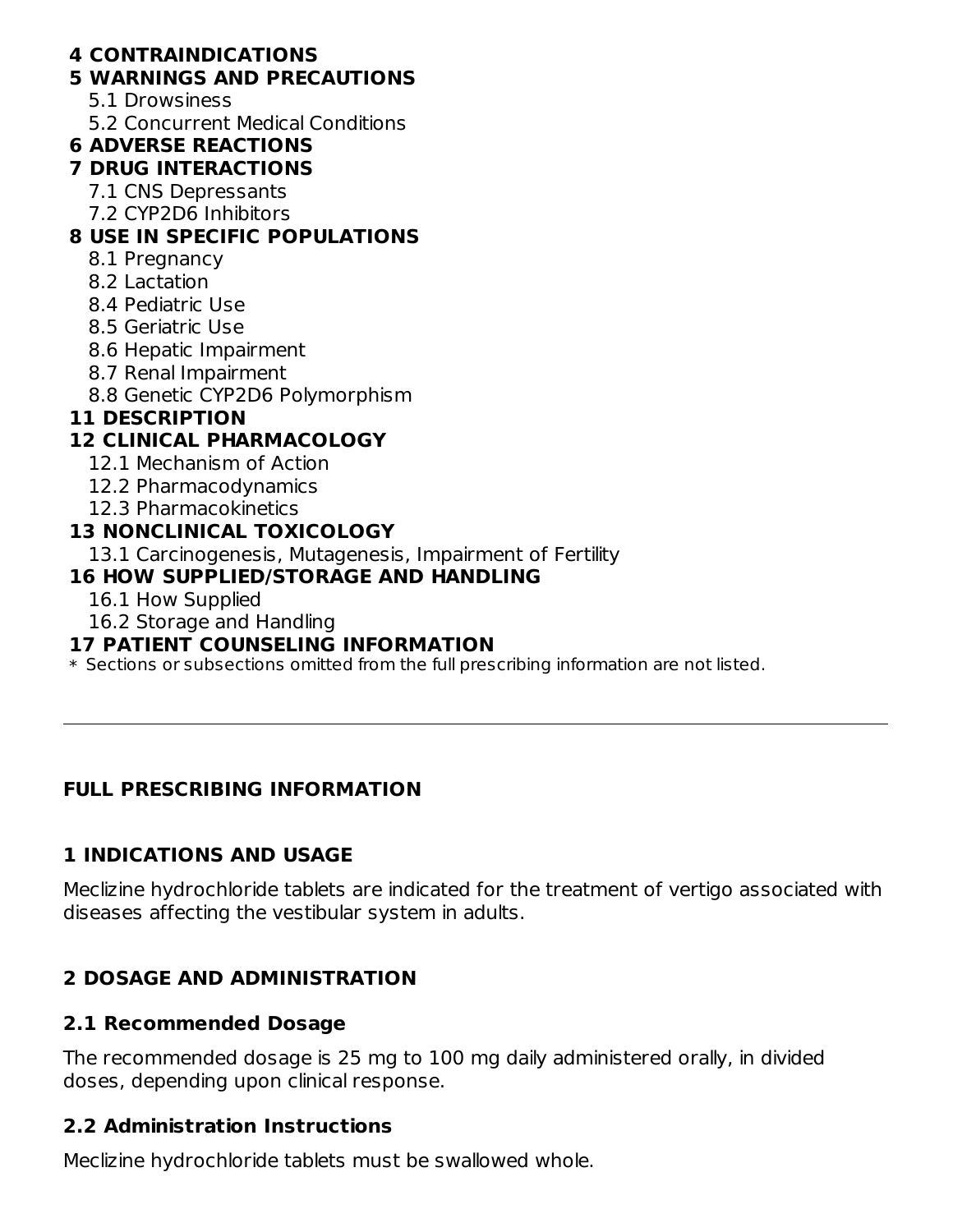**4 CONTRAINDICATIONS**

**5 WARNINGS AND PRECAUTIONS**

- 5.1 Drowsiness
- 5.2 Concurrent Medical Conditions

**6 ADVERSE REACTIONS**

**7 DRUG INTERACTIONS**

- 7.1 CNS Depressants
- 7.2 CYP2D6 Inhibitors

**8 USE IN SPECIFIC POPULATIONS**

- 8.1 Pregnancy
- 8.2 Lactation
- 8.4 Pediatric Use
- 8.5 Geriatric Use
- 8.6 Hepatic Impairment
- 8.7 Renal Impairment
- 8.8 Genetic CYP2D6 Polymorphism

**11 DESCRIPTION**

**12 CLINICAL PHARMACOLOGY**

- 12.1 Mechanism of Action
- 12.2 Pharmacodynamics
- 12.3 Pharmacokinetics

**13 NONCLINICAL TOXICOLOGY**

- 13.1 Carcinogenesis, Mutagenesis, Impairment of Fertility

**16 HOW SUPPLIED/STORAGE AND HANDLING**

- 16.1 How Supplied
- 16.2 Storage and Handling

**17 PATIENT COUNSELING INFORMATION**

* Sections or subsections omitted from the full prescribing information are not listed.

---

## FULL PRESCRIBING INFORMATION

## 1 INDICATIONS AND USAGE

Meclizine hydrochloride tablets are indicated for the treatment of vertigo associated with diseases affecting the vestibular system in adults.

## 2 DOSAGE AND ADMINISTRATION

### 2.1 Recommended Dosage

The recommended dosage is 25 mg to 100 mg daily administered orally, in divided doses, depending upon clinical response.

### 2.2 Administration Instructions

Meclizine hydrochloride tablets must be swallowed whole.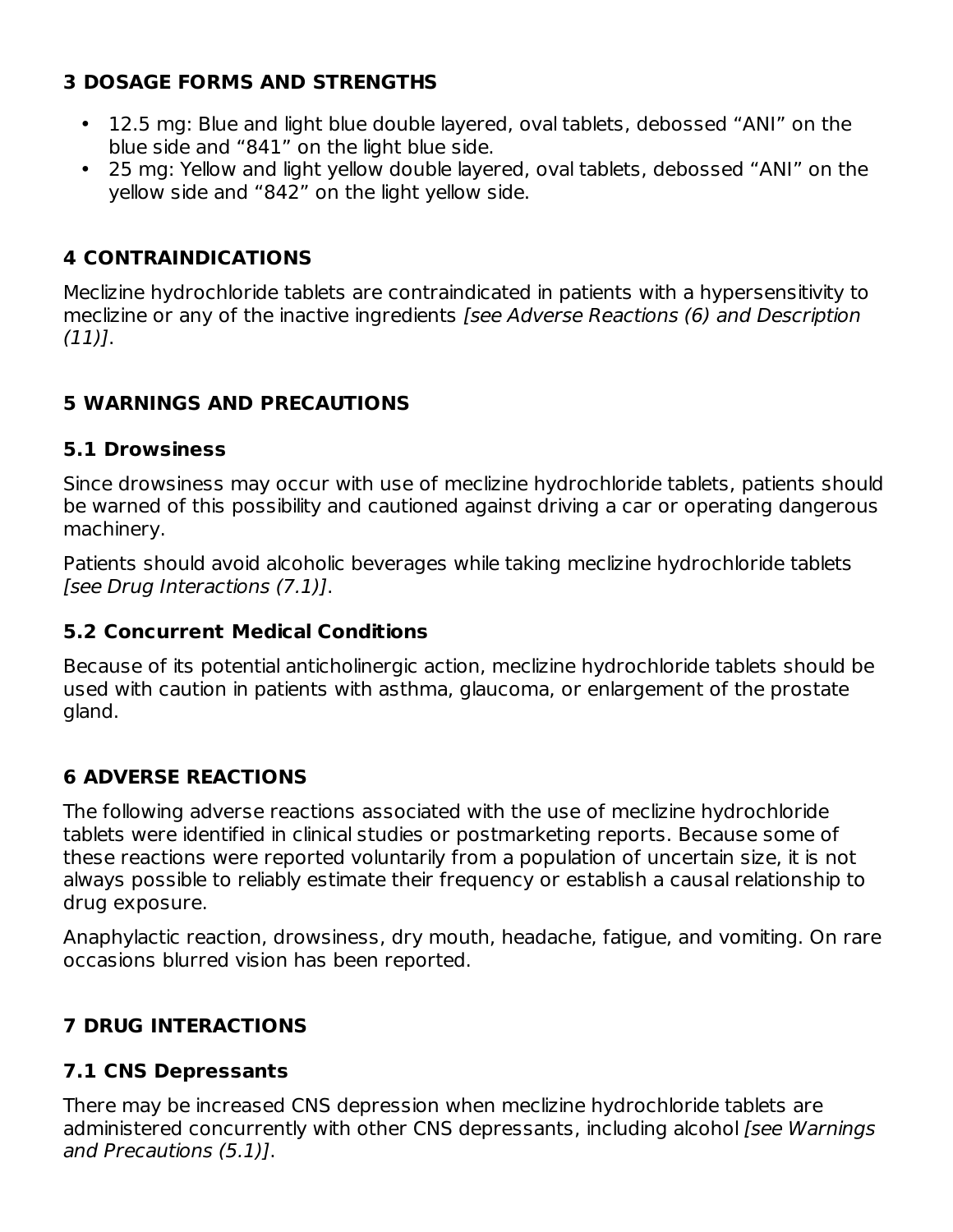## 3 DOSAGE FORMS AND STRENGTHS

- 12.5 mg: Blue and light blue double layered, oval tablets, debossed “ANI” on the blue side and “841” on the light blue side.
- 25 mg: Yellow and light yellow double layered, oval tablets, debossed “ANI” on the yellow side and “842” on the light yellow side.

## 4 CONTRAINDICATIONS

Meclizine hydrochloride tablets are contraindicated in patients with a hypersensitivity to meclizine or any of the inactive ingredients *[see Adverse Reactions (6) and Description (11)]*.

## 5 WARNINGS AND PRECAUTIONS

### 5.1 Drowsiness

Since drowsiness may occur with use of meclizine hydrochloride tablets, patients should be warned of this possibility and cautioned against driving a car or operating dangerous machinery.

Patients should avoid alcoholic beverages while taking meclizine hydrochloride tablets *[see Drug Interactions (7.1)]*.

### 5.2 Concurrent Medical Conditions

Because of its potential anticholinergic action, meclizine hydrochloride tablets should be used with caution in patients with asthma, glaucoma, or enlargement of the prostate gland.

## 6 ADVERSE REACTIONS

The following adverse reactions associated with the use of meclizine hydrochloride tablets were identified in clinical studies or postmarketing reports. Because some of these reactions were reported voluntarily from a population of uncertain size, it is not always possible to reliably estimate their frequency or establish a causal relationship to drug exposure.

Anaphylactic reaction, drowsiness, dry mouth, headache, fatigue, and vomiting. On rare occasions blurred vision has been reported.

## 7 DRUG INTERACTIONS

### 7.1 CNS Depressants

There may be increased CNS depression when meclizine hydrochloride tablets are administered concurrently with other CNS depressants, including alcohol *[see Warnings and Precautions (5.1)]*.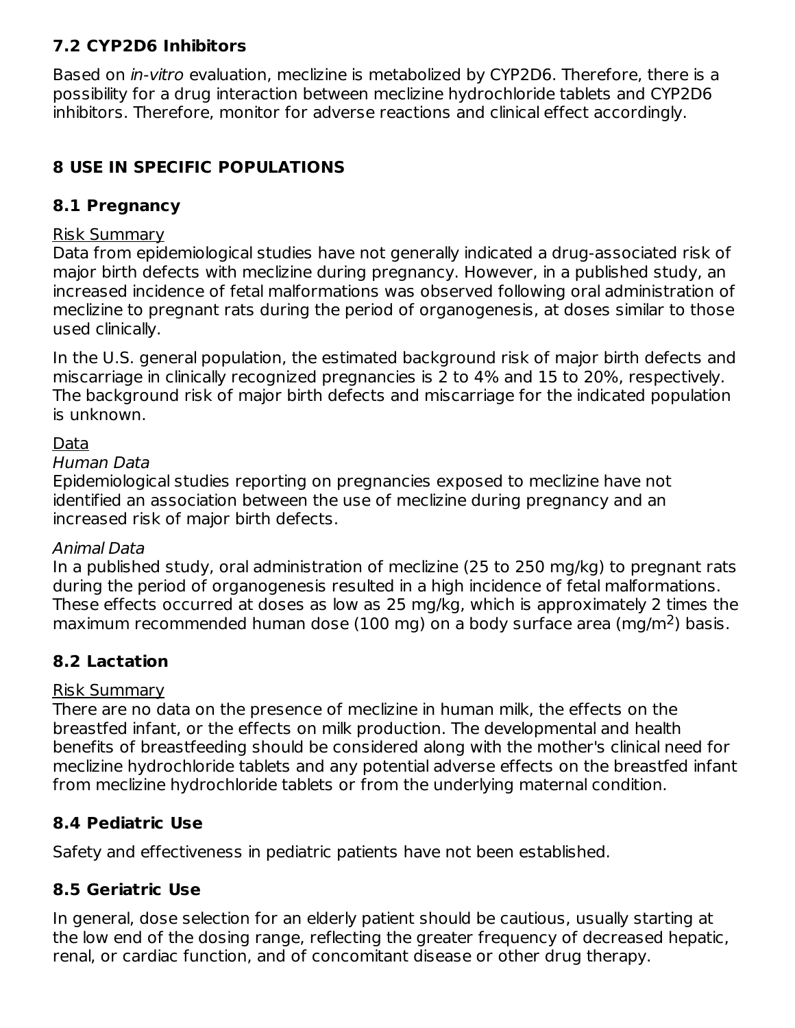## 7.2 CYP2D6 Inhibitors

Based on *in-vitro* evaluation, meclizine is metabolized by CYP2D6. Therefore, there is a possibility for a drug interaction between meclizine hydrochloride tablets and CYP2D6 inhibitors. Therefore, monitor for adverse reactions and clinical effect accordingly.

# 8 USE IN SPECIFIC POPULATIONS

## 8.1 Pregnancy

Risk Summary

Data from epidemiological studies have not generally indicated a drug-associated risk of major birth defects with meclizine during pregnancy. However, in a published study, an increased incidence of fetal malformations was observed following oral administration of meclizine to pregnant rats during the period of organogenesis, at doses similar to those used clinically.

In the U.S. general population, the estimated background risk of major birth defects and miscarriage in clinically recognized pregnancies is 2 to 4% and 15 to 20%, respectively. The background risk of major birth defects and miscarriage for the indicated population is unknown.

Data

*Human Data*

Epidemiological studies reporting on pregnancies exposed to meclizine have not identified an association between the use of meclizine during pregnancy and an increased risk of major birth defects.

*Animal Data*

In a published study, oral administration of meclizine (25 to 250 mg/kg) to pregnant rats during the period of organogenesis resulted in a high incidence of fetal malformations. These effects occurred at doses as low as 25 mg/kg, which is approximately 2 times the maximum recommended human dose (100 mg) on a body surface area ($mg/m^2$) basis.

## 8.2 Lactation

Risk Summary

There are no data on the presence of meclizine in human milk, the effects on the breastfed infant, or the effects on milk production. The developmental and health benefits of breastfeeding should be considered along with the mother's clinical need for meclizine hydrochloride tablets and any potential adverse effects on the breastfed infant from meclizine hydrochloride tablets or from the underlying maternal condition.

## 8.4 Pediatric Use

Safety and effectiveness in pediatric patients have not been established.

## 8.5 Geriatric Use

In general, dose selection for an elderly patient should be cautious, usually starting at the low end of the dosing range, reflecting the greater frequency of decreased hepatic, renal, or cardiac function, and of concomitant disease or other drug therapy.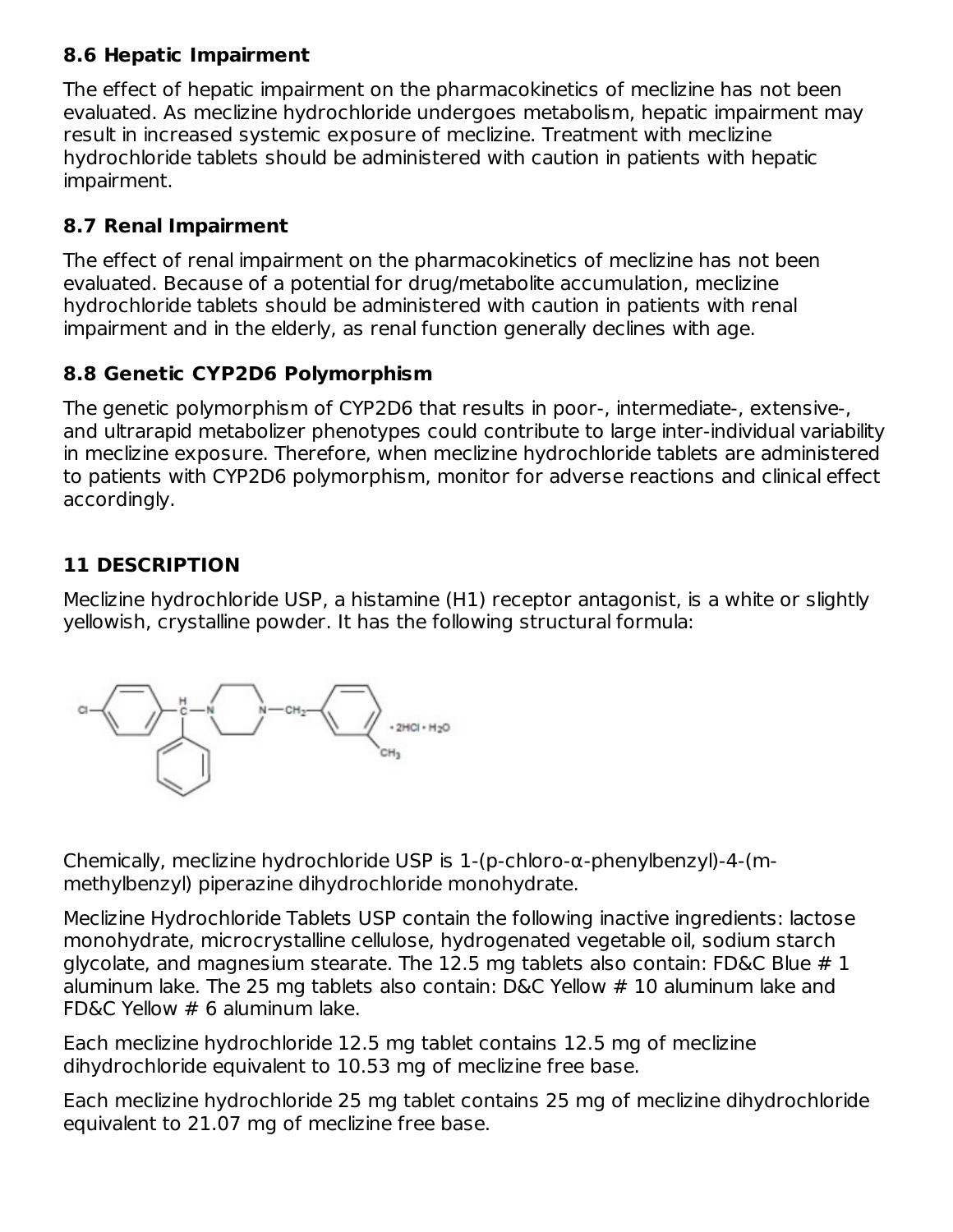### 8.6 Hepatic Impairment

The effect of hepatic impairment on the pharmacokinetics of meclizine has not been evaluated. As meclizine hydrochloride undergoes metabolism, hepatic impairment may result in increased systemic exposure of meclizine. Treatment with meclizine hydrochloride tablets should be administered with caution in patients with hepatic impairment.

### 8.7 Renal Impairment

The effect of renal impairment on the pharmacokinetics of meclizine has not been evaluated. Because of a potential for drug/metabolite accumulation, meclizine hydrochloride tablets should be administered with caution in patients with renal impairment and in the elderly, as renal function generally declines with age.

### 8.8 Genetic CYP2D6 Polymorphism

The genetic polymorphism of CYP2D6 that results in poor-, intermediate-, extensive-, and ultrarapid metabolizer phenotypes could contribute to large inter-individual variability in meclizine exposure. Therefore, when meclizine hydrochloride tablets are administered to patients with CYP2D6 polymorphism, monitor for adverse reactions and clinical effect accordingly.

## 11 DESCRIPTION

Meclizine hydrochloride USP, a histamine (H1) receptor antagonist, is a white or slightly yellowish, crystalline powder. It has the following structural formula:

Chemically, meclizine hydrochloride USP is 1-(p-chloro-α-phenylbenzyl)-4-(m-methylbenzyl) piperazine dihydrochloride monohydrate.

Meclizine Hydrochloride Tablets USP contain the following inactive ingredients: lactose monohydrate, microcrystalline cellulose, hydrogenated vegetable oil, sodium starch glycolate, and magnesium stearate. The 12.5 mg tablets also contain: FD&C Blue # 1 aluminum lake. The 25 mg tablets also contain: D&C Yellow # 10 aluminum lake and FD&C Yellow # 6 aluminum lake.

Each meclizine hydrochloride 12.5 mg tablet contains 12.5 mg of meclizine dihydrochloride equivalent to 10.53 mg of meclizine free base.

Each meclizine hydrochloride 25 mg tablet contains 25 mg of meclizine dihydrochloride equivalent to 21.07 mg of meclizine free base.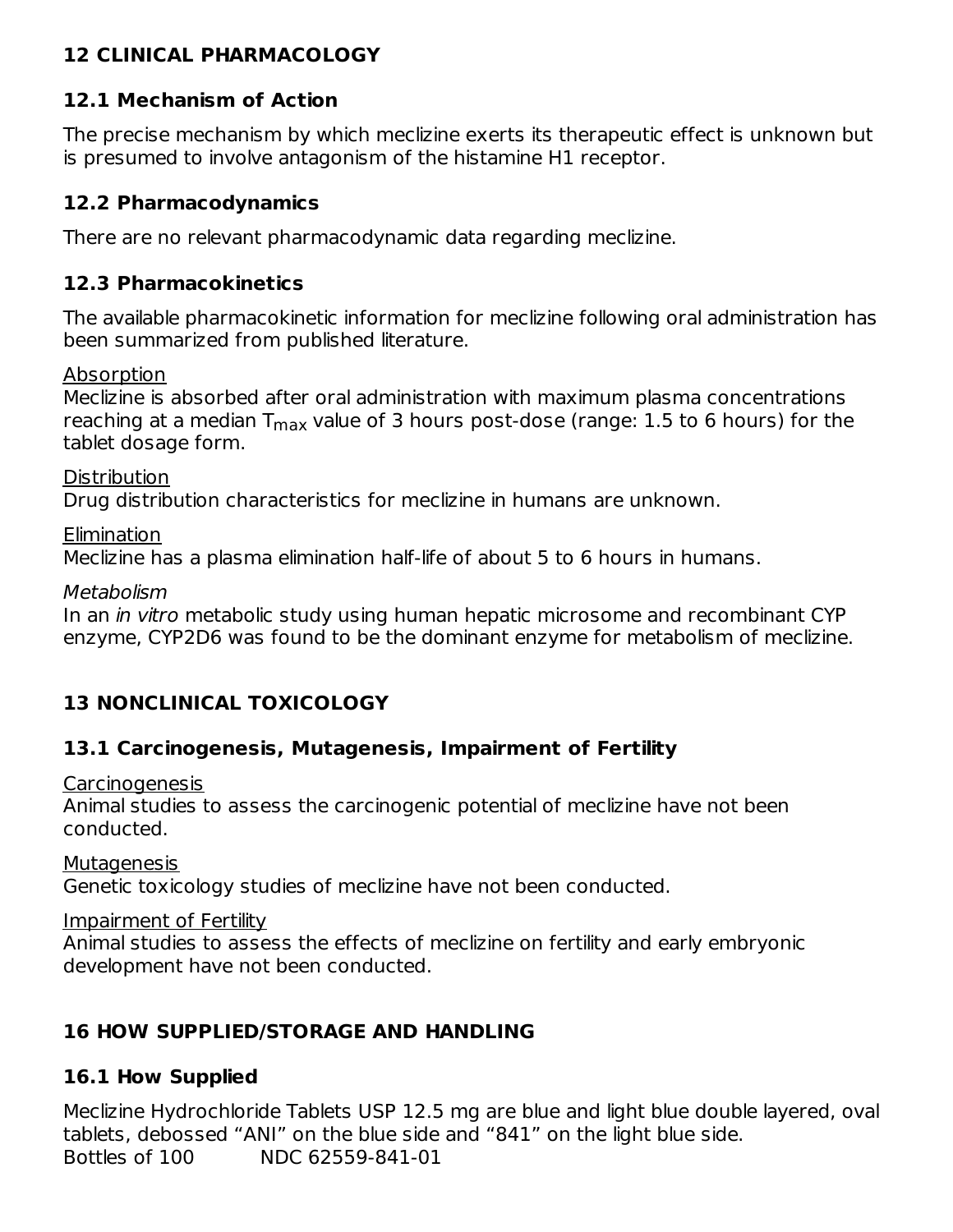## 12 CLINICAL PHARMACOLOGY

### 12.1 Mechanism of Action

The precise mechanism by which meclizine exerts its therapeutic effect is unknown but is presumed to involve antagonism of the histamine H1 receptor.

### 12.2 Pharmacodynamics

There are no relevant pharmacodynamic data regarding meclizine.

### 12.3 Pharmacokinetics

The available pharmacokinetic information for meclizine following oral administration has been summarized from published literature.

Absorption

Meclizine is absorbed after oral administration with maximum plasma concentrations reaching at a median $T_{max}$ value of 3 hours post-dose (range: 1.5 to 6 hours) for the tablet dosage form.

Distribution

Drug distribution characteristics for meclizine in humans are unknown.

Elimination

Meclizine has a plasma elimination half-life of about 5 to 6 hours in humans.

*Metabolism*

In an *in vitro* metabolic study using human hepatic microsome and recombinant CYP enzyme, CYP2D6 was found to be the dominant enzyme for metabolism of meclizine.

## 13 NONCLINICAL TOXICOLOGY

### 13.1 Carcinogenesis, Mutagenesis, Impairment of Fertility

Carcinogenesis

Animal studies to assess the carcinogenic potential of meclizine have not been conducted.

Mutagenesis

Genetic toxicology studies of meclizine have not been conducted.

Impairment of Fertility

Animal studies to assess the effects of meclizine on fertility and early embryonic development have not been conducted.

## 16 HOW SUPPLIED/STORAGE AND HANDLING

### 16.1 How Supplied

Meclizine Hydrochloride Tablets USP 12.5 mg are blue and light blue double layered, oval tablets, debossed "ANI" on the blue side and "841" on the light blue side.

Bottles of 100 NDC 62559-841-01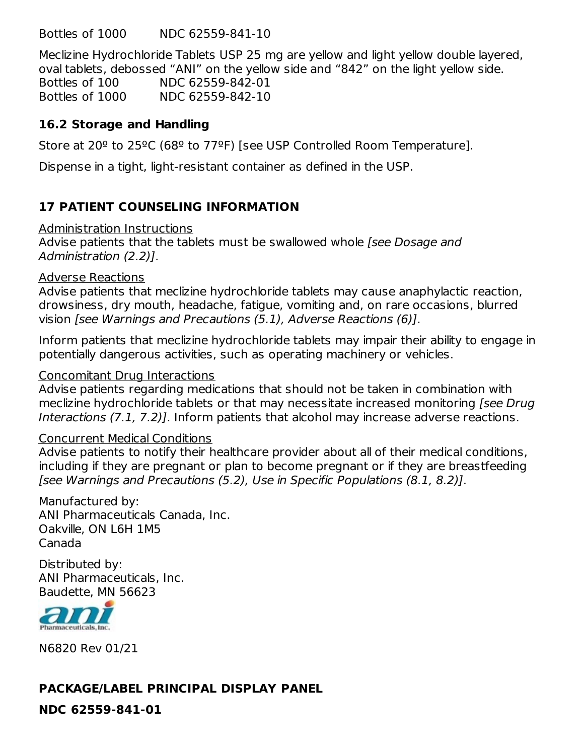Bottles of 1000 NDC 62559-841-10

Meclizine Hydrochloride Tablets USP 25 mg are yellow and light yellow double layered, oval tablets, debossed "ANI" on the yellow side and "842" on the light yellow side.
Bottles of 100 NDC 62559-842-01
Bottles of 1000 NDC 62559-842-10

### 16.2 Storage and Handling

Store at 20º to 25ºC (68º to 77ºF) [see USP Controlled Room Temperature].

Dispense in a tight, light-resistant container as defined in the USP.

## 17 PATIENT COUNSELING INFORMATION

Administration Instructions
Advise patients that the tablets must be swallowed whole *[see Dosage and Administration (2.2)]*.

Adverse Reactions
Advise patients that meclizine hydrochloride tablets may cause anaphylactic reaction, drowsiness, dry mouth, headache, fatigue, vomiting and, on rare occasions, blurred vision *[see Warnings and Precautions (5.1), Adverse Reactions (6)]*.

Inform patients that meclizine hydrochloride tablets may impair their ability to engage in potentially dangerous activities, such as operating machinery or vehicles.

Concomitant Drug Interactions
Advise patients regarding medications that should not be taken in combination with meclizine hydrochloride tablets or that may necessitate increased monitoring *[see Drug Interactions (7.1, 7.2)]*. Inform patients that alcohol may increase adverse reactions.

Concurrent Medical Conditions
Advise patients to notify their healthcare provider about all of their medical conditions, including if they are pregnant or plan to become pregnant or if they are breastfeeding *[see Warnings and Precautions (5.2), Use in Specific Populations (8.1, 8.2)]*.

Manufactured by:
ANI Pharmaceuticals Canada, Inc.
Oakville, ON L6H 1M5
Canada

Distributed by:
ANI Pharmaceuticals, Inc.
Baudette, MN 56623

N6820 Rev 01/21

## PACKAGE/LABEL PRINCIPAL DISPLAY PANEL

**NDC 62559-841-01**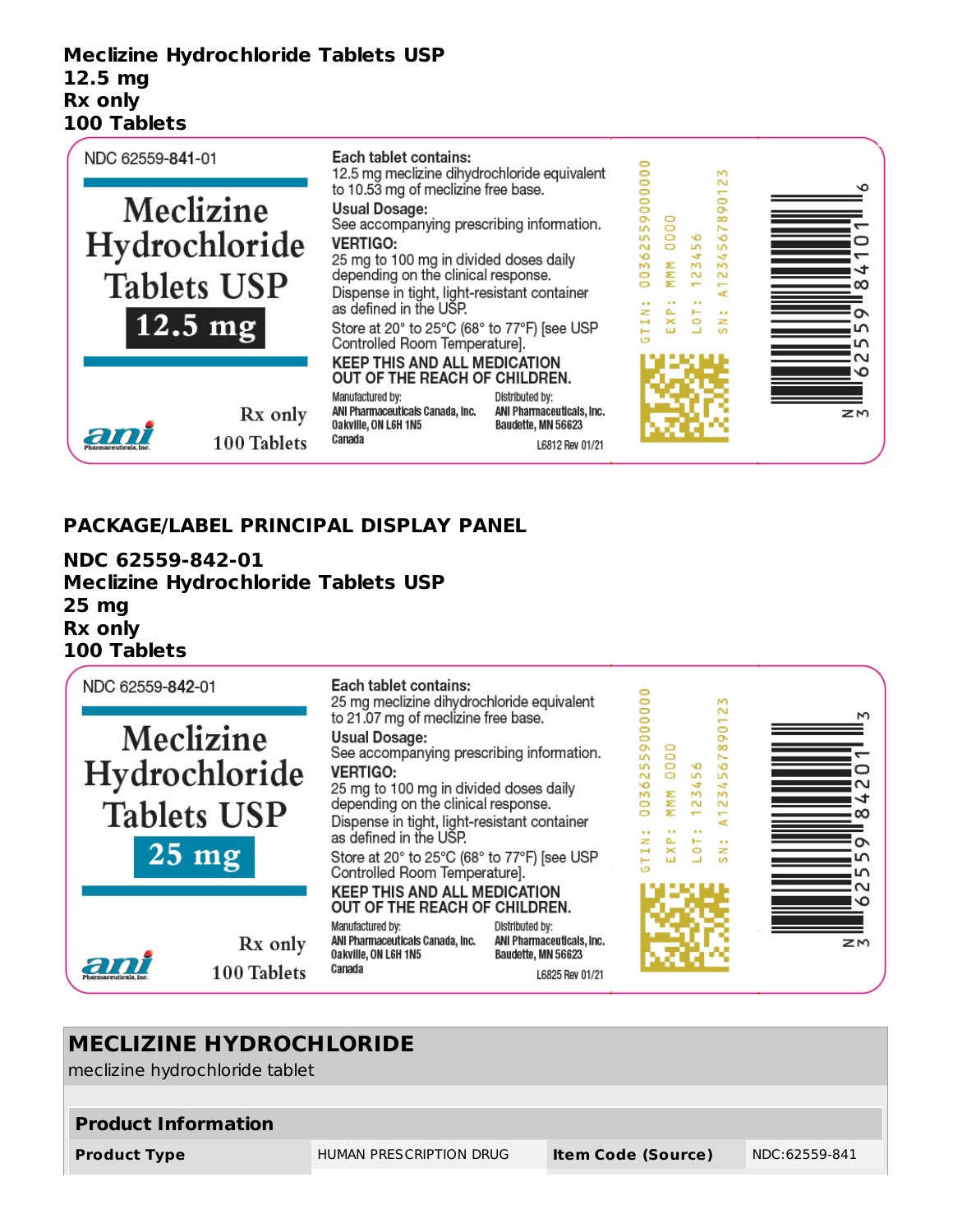**Meclizine Hydrochloride Tablets USP**
**12.5 mg**
**Rx only**
**100 Tablets**

NDC 62559-**841**-01

Meclizine Hydrochloride Tablets USP

**12.5 mg**

Rx only

100 Tablets

**Each tablet contains:**
12.5 mg meclizine dihydrochloride equivalent to 10.53 mg of meclizine free base.

**Usual Dosage:**
See accompanying prescribing information.

**VERTIGO:**
25 mg to 100 mg in divided doses daily depending on the clinical response.

Dispense in tight, light-resistant container as defined in the USP.

Store at 20° to 25°C (68° to 77°F) [see USP Controlled Room Temperature].

**KEEP THIS AND ALL MEDICATION OUT OF THE REACH OF CHILDREN.**

Manufactured by:
ANI Pharmaceuticals Canada, Inc.
Oakville, ON L6H 1N5
Canada

Distributed by:
ANI Pharmaceuticals, Inc.
Baudette, MN 56623

L6812 Rev 01/21

GTIN: 00362559000000
EXP: MMM 0000
LOT: 123456
SN: A1234567890123

N 3 62559 84101 6

## PACKAGE/LABEL PRINCIPAL DISPLAY PANEL

**NDC 62559-842-01**
**Meclizine Hydrochloride Tablets USP**
**25 mg**
**Rx only**
**100 Tablets**

NDC 62559-**842**-01

Meclizine Hydrochloride Tablets USP

**25 mg**

Rx only

100 Tablets

**Each tablet contains:**
25 mg meclizine dihydrochloride equivalent to 21.07 mg of meclizine free base.

**Usual Dosage:**
See accompanying prescribing information.

**VERTIGO:**
25 mg to 100 mg in divided doses daily depending on the clinical response.

Dispense in tight, light-resistant container as defined in the USP.

Store at 20° to 25°C (68° to 77°F) [see USP Controlled Room Temperature].

**KEEP THIS AND ALL MEDICATION OUT OF THE REACH OF CHILDREN.**

Manufactured by:
ANI Pharmaceuticals Canada, Inc.
Oakville, ON L6H 1N5
Canada

Distributed by:
ANI Pharmaceuticals, Inc.
Baudette, MN 56623

L6825 Rev 01/21

GTIN: 00362559000000
EXP: MMM 0000
LOT: 123456
SN: A1234567890123

N 3 62559 84201 3

## MECLIZINE HYDROCHLORIDE

meclizine hydrochloride tablet

| Product Information | | | |
|---|---|---|---|
| **Product Type** | HUMAN PRESCRIPTION DRUG | **Item Code (Source)** | NDC:62559-841 |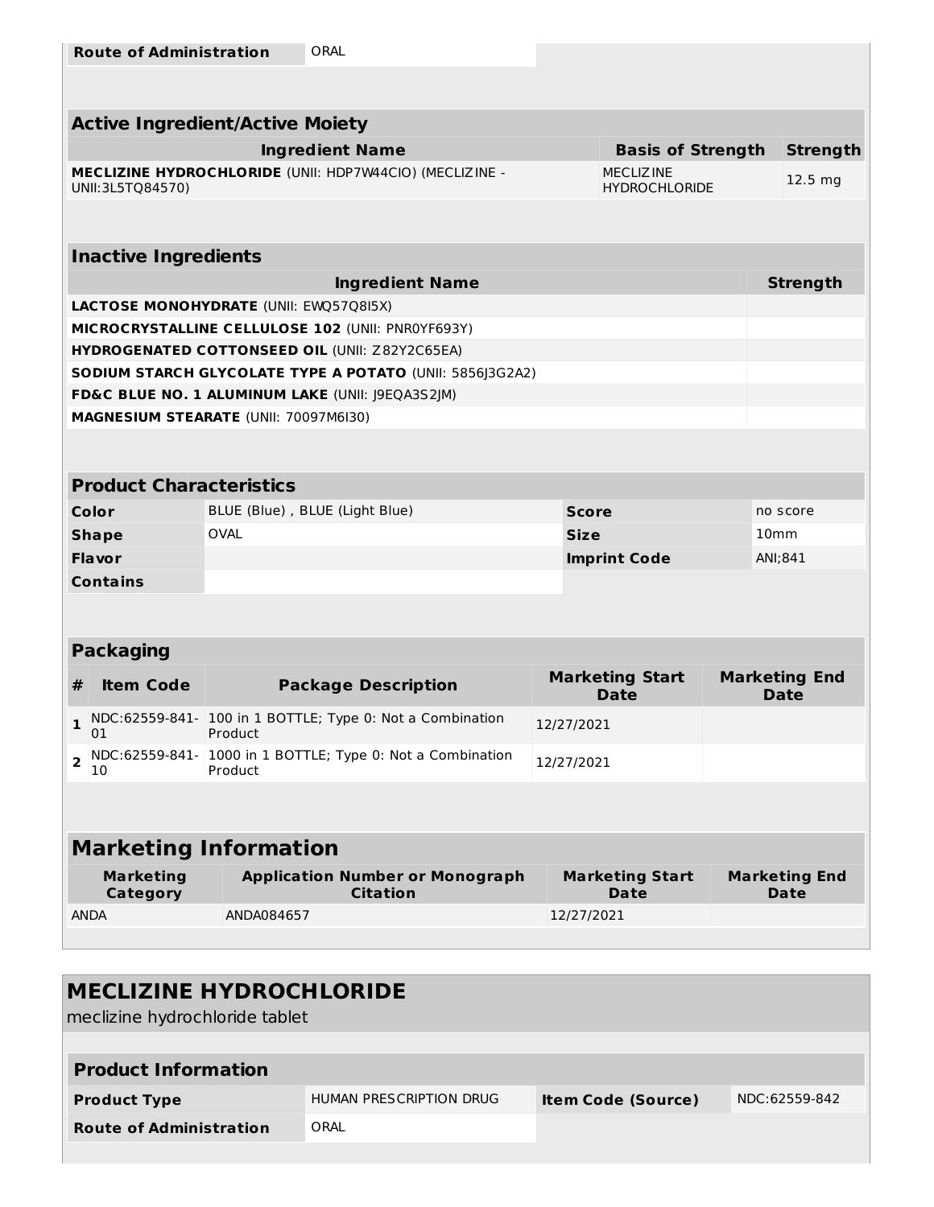| Route of Administration | ORAL |
| --- | --- |

## Active Ingredient/Active Moiety

| Ingredient Name | Basis of Strength | Strength |
| --- | --- | --- |
| **MECLIZINE HYDROCHLORIDE** (UNII: HDP7W44CIO) (MECLIZINE - UNII:3L5TQ84570) | MECLIZINE HYDROCHLORIDE | 12.5 mg |

## Inactive Ingredients

| Ingredient Name | Strength |
| --- | --- |
| **LACTOSE MONOHYDRATE** (UNII: EWQ57Q8I5X) | |
| **MICROCRYSTALLINE CELLULOSE 102** (UNII: PNR0YF693Y) | |
| **HYDROGENATED COTTONSEED OIL** (UNII: Z82Y2C65EA) | |
| **SODIUM STARCH GLYCOLATE TYPE A POTATO** (UNII: 5856J3G2A2) | |
| **FD&C BLUE NO. 1 ALUMINUM LAKE** (UNII: J9EQA3S2JM) | |
| **MAGNESIUM STEARATE** (UNII: 70097M6I30) | |

## Product Characteristics

| | | | |
| --- | --- | --- | --- |
| **Color** | BLUE (Blue) , BLUE (Light Blue) | **Score** | no score |
| **Shape** | OVAL | **Size** | 10mm |
| **Flavor** | | **Imprint Code** | ANI;841 |
| **Contains** | | | |

## Packaging

| # | Item Code | Package Description | Marketing Start Date | Marketing End Date |
| --- | --- | --- | --- | --- |
| 1 | NDC:62559-841-01 | 100 in 1 BOTTLE; Type 0: Not a Combination Product | 12/27/2021 | |
| 2 | NDC:62559-841-10 | 1000 in 1 BOTTLE; Type 0: Not a Combination Product | 12/27/2021 | |

## Marketing Information

| Marketing Category | Application Number or Monograph Citation | Marketing Start Date | Marketing End Date |
| --- | --- | --- | --- |
| ANDA | ANDA084657 | 12/27/2021 | |

# MECLIZINE HYDROCHLORIDE

meclizine hydrochloride tablet

## Product Information

| | | | |
| --- | --- | --- | --- |
| **Product Type** | HUMAN PRESCRIPTION DRUG | **Item Code (Source)** | NDC:62559-842 |
| **Route of Administration** | ORAL | | |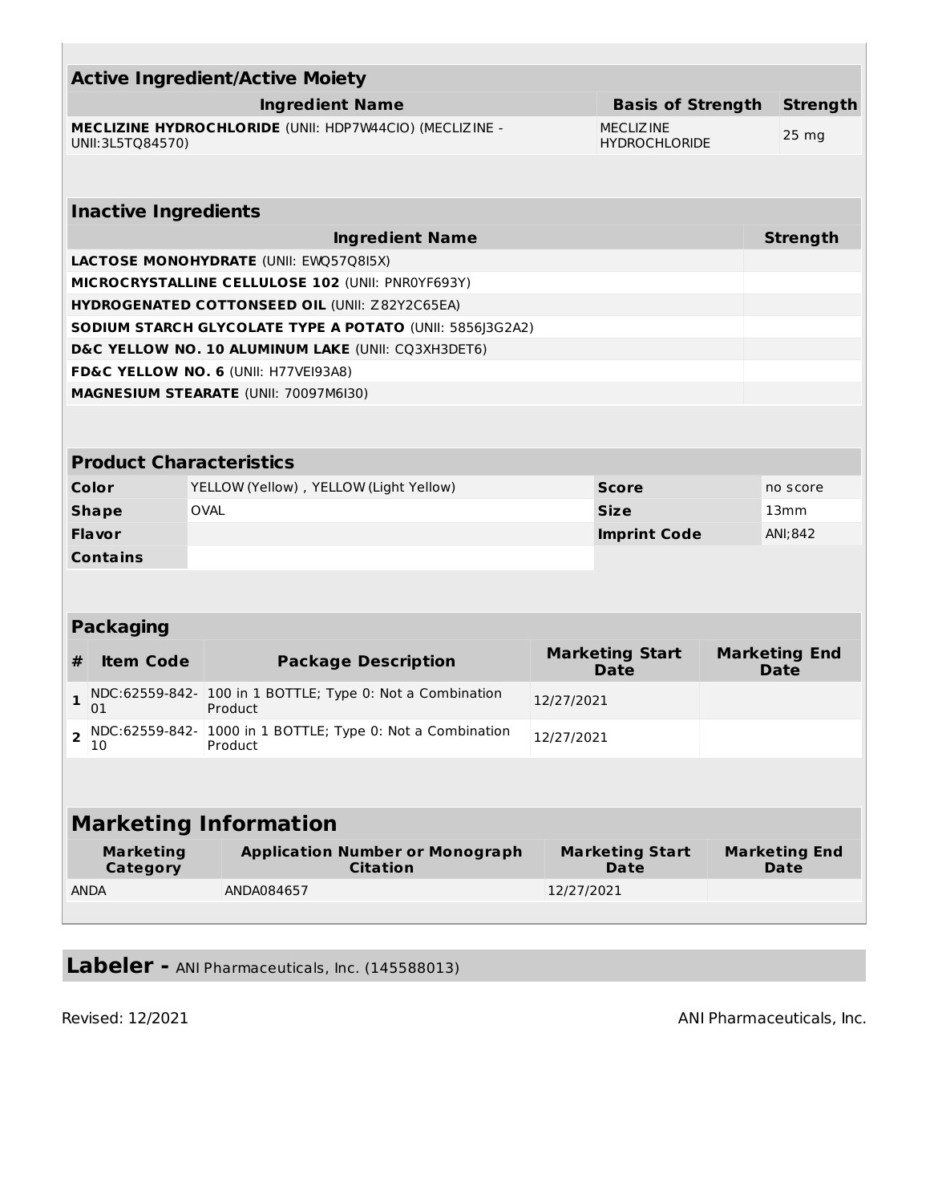| Active Ingredient/Active Moiety | | |
|---|---|---|
| **Ingredient Name** | **Basis of Strength** | **Strength** |
| **MECLIZINE HYDROCHLORIDE** (UNII: HDP7W44CIO) (MECLIZINE - UNII:3L5TQ84570) | MECLIZINE HYDROCHLORIDE | 25 mg |

| Inactive Ingredients | |
|---|---|
| **Ingredient Name** | **Strength** |
| **LACTOSE MONOHYDRATE** (UNII: EWQ57Q8I5X) | |
| **MICROCRYSTALLINE CELLULOSE 102** (UNII: PNR0YF693Y) | |
| **HYDROGENATED COTTONSEED OIL** (UNII: Z82Y2C65EA) | |
| **SODIUM STARCH GLYCOLATE TYPE A POTATO** (UNII: 5856J3G2A2) | |
| **D&C YELLOW NO. 10 ALUMINUM LAKE** (UNII: CQ3XH3DET6) | |
| **FD&C YELLOW NO. 6** (UNII: H77VEI93A8) | |
| **MAGNESIUM STEARATE** (UNII: 70097M6I30) | |

| Product Characteristics | | | |
|---|---|---|---|
| **Color** | YELLOW (Yellow) , YELLOW (Light Yellow) | **Score** | no score |
| **Shape** | OVAL | **Size** | 13mm |
| **Flavor** | | **Imprint Code** | ANI;842 |
| **Contains** | | | |

| Packaging | | | | |
|---|---|---|---|---|
| **#** | **Item Code** | **Package Description** | **Marketing Start Date** | **Marketing End Date** |
| 1 | NDC:62559-842-01 | 100 in 1 BOTTLE; Type 0: Not a Combination Product | 12/27/2021 | |
| 2 | NDC:62559-842-10 | 1000 in 1 BOTTLE; Type 0: Not a Combination Product | 12/27/2021 | |

| Marketing Information | | | |
|---|---|---|---|
| **Marketing Category** | **Application Number or Monograph Citation** | **Marketing Start Date** | **Marketing End Date** |
| ANDA | ANDA084657 | 12/27/2021 | |

**Labeler -** ANI Pharmaceuticals, Inc. (145588013)

Revised: 12/2021

ANI Pharmaceuticals, Inc.